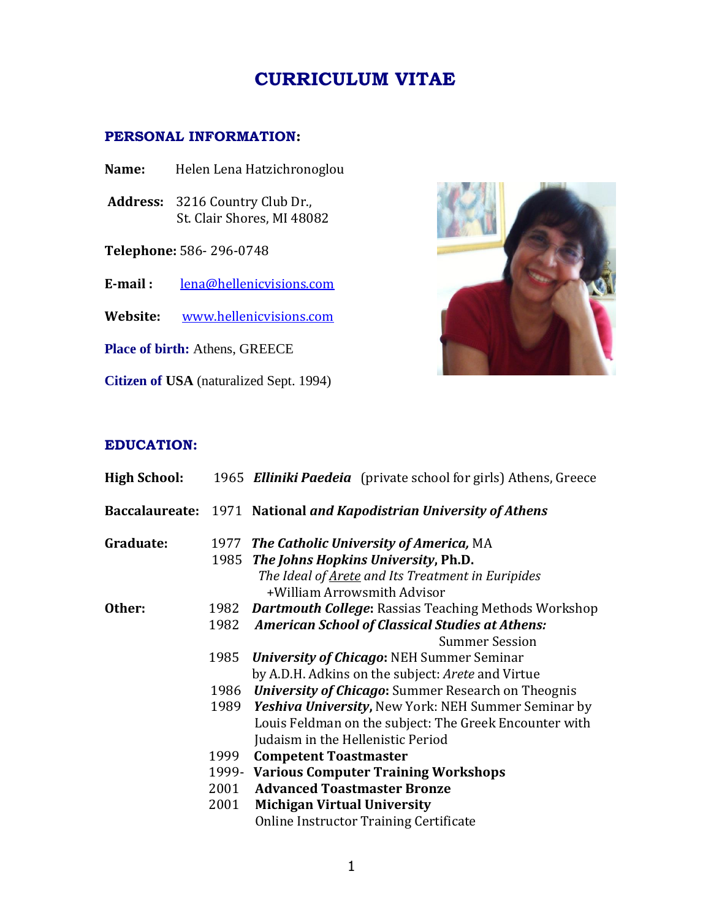# CURRICULUM VITAE

## PERSONAL INFORMATION:

**Name:** Helen Lena Hatzichronoglou

**Address:** 3216 Country Club Dr.,
St. Clair Shores, MI 48082

**Telephone:** 586- 296-0748

**E-mail :** lena@hellenicvisions.com

**Website:** www.hellenicvisions.com

**Place of birth:** Athens, GREECE

**Citizen of USA** (naturalized Sept. 1994)

## EDUCATION:

**High School:** 1965 ***Elliniki Paedeia*** (private school for girls) Athens, Greece

**Baccalaureate:** 1971 **National *and Kapodistrian University of Athens***

**Graduate:**

1977 ***The Catholic University of America,*** MA

1985 ***The Johns Hopkins University*, Ph.D.**
*The Ideal of Arete and Its Treatment in Euripides*
+William Arrowsmith Advisor

**Other:**

1982 ***Dartmouth College*:** Rassias Teaching Methods Workshop

1982 ***American School of Classical Studies at Athens:*** Summer Session

1985 ***University of Chicago*:** NEH Summer Seminar by A.D.H. Adkins on the subject: *Arete* and Virtue

1986 ***University of Chicago*:** Summer Research on Theognis

1989 ***Yeshiva University*,** New York: NEH Summer Seminar by Louis Feldman on the subject: The Greek Encounter with Judaism in the Hellenistic Period

1999 **Competent Toastmaster**

1999- **Various Computer Training Workshops**

2001 **Advanced Toastmaster Bronze**

2001 **Michigan Virtual University**
Online Instructor Training Certificate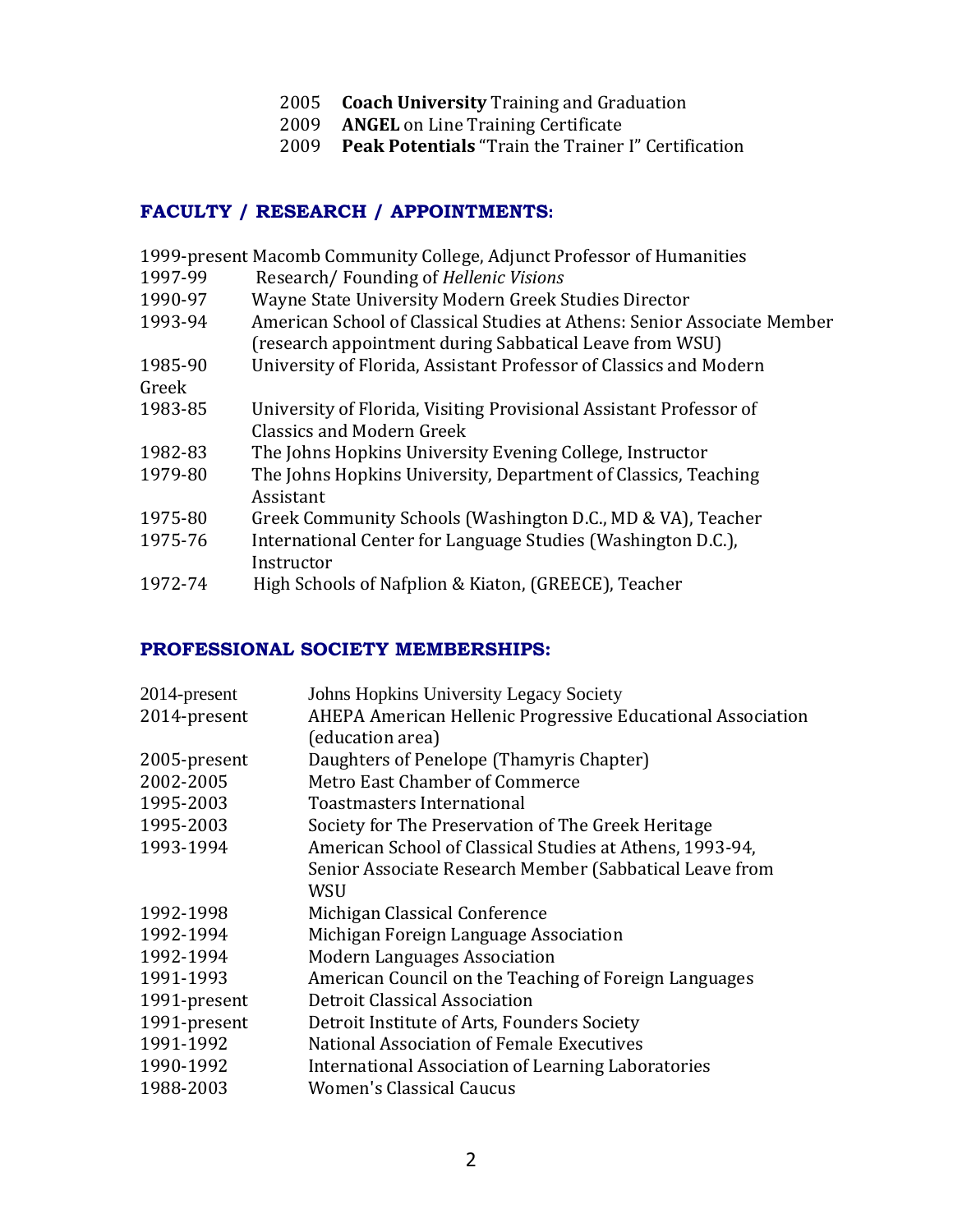2005 **Coach University** Training and Graduation
2009 **ANGEL** on Line Training Certificate
2009 **Peak Potentials** "Train the Trainer I" Certification

## FACULTY / RESEARCH / APPOINTMENTS:

| | |
|---|---|
| 1999-present | Macomb Community College, Adjunct Professor of Humanities |
| 1997-99 | Research/ Founding of *Hellenic Visions* |
| 1990-97 | Wayne State University Modern Greek Studies Director |
| 1993-94 | American School of Classical Studies at Athens: Senior Associate Member (research appointment during Sabbatical Leave from WSU) |
| 1985-90 | University of Florida, Assistant Professor of Classics and Modern Greek |
| 1983-85 | University of Florida, Visiting Provisional Assistant Professor of Classics and Modern Greek |
| 1982-83 | The Johns Hopkins University Evening College, Instructor |
| 1979-80 | The Johns Hopkins University, Department of Classics, Teaching Assistant |
| 1975-80 | Greek Community Schools (Washington D.C., MD & VA), Teacher |
| 1975-76 | International Center for Language Studies (Washington D.C.), Instructor |
| 1972-74 | High Schools of Nafplion & Kiaton, (GREECE), Teacher |

## PROFESSIONAL SOCIETY MEMBERSHIPS:

| | |
|---|---|
| 2014-present | Johns Hopkins University Legacy Society |
| 2014-present | AHEPA American Hellenic Progressive Educational Association (education area) |
| 2005-present | Daughters of Penelope (Thamyris Chapter) |
| 2002-2005 | Metro East Chamber of Commerce |
| 1995-2003 | Toastmasters International |
| 1995-2003 | Society for The Preservation of The Greek Heritage |
| 1993-1994 | American School of Classical Studies at Athens, 1993-94, Senior Associate Research Member (Sabbatical Leave from WSU |
| 1992-1998 | Michigan Classical Conference |
| 1992-1994 | Michigan Foreign Language Association |
| 1992-1994 | Modern Languages Association |
| 1991-1993 | American Council on the Teaching of Foreign Languages |
| 1991-present | Detroit Classical Association |
| 1991-present | Detroit Institute of Arts, Founders Society |
| 1991-1992 | National Association of Female Executives |
| 1990-1992 | International Association of Learning Laboratories |
| 1988-2003 | Women's Classical Caucus |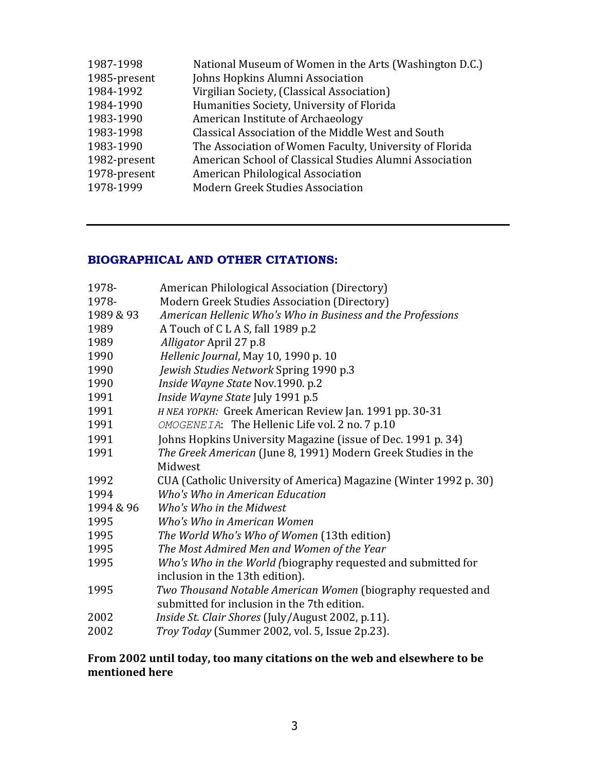| | |
|---|---|
| 1987-1998 | National Museum of Women in the Arts (Washington D.C.) |
| 1985-present | Johns Hopkins Alumni Association |
| 1984-1992 | Virgilian Society, (Classical Association) |
| 1984-1990 | Humanities Society, University of Florida |
| 1983-1990 | American Institute of Archaeology |
| 1983-1998 | Classical Association of the Middle West and South |
| 1983-1990 | The Association of Women Faculty, University of Florida |
| 1982-present | American School of Classical Studies Alumni Association |
| 1978-present | American Philological Association |
| 1978-1999 | Modern Greek Studies Association |

---

## BIOGRAPHICAL AND OTHER CITATIONS:

| | |
|---|---|
| 1978- | American Philological Association (Directory) |
| 1978- | Modern Greek Studies Association (Directory) |
| 1989 & 93 | *American Hellenic Who's Who in Business and the Professions* |
| 1989 | A Touch of C L A S, fall 1989 p.2 |
| 1989 | *Alligator* April 27 p.8 |
| 1990 | *Hellenic Journal*, May 10, 1990 p. 10 |
| 1990 | *Jewish Studies Network* Spring 1990 p.3 |
| 1990 | *Inside Wayne State* Nov.1990. p.2 |
| 1991 | *Inside Wayne State* July 1991 p.5 |
| 1991 | *Η ΝΕΑ ΥΟΡΚΗ:* Greek American Review Jan. 1991 pp. 30-31 |
| 1991 | *ΟΜΟGΕΝΕΙΑ*: The Hellenic Life vol. 2 no. 7 p.10 |
| 1991 | Johns Hopkins University Magazine (issue of Dec. 1991 p. 34) |
| 1991 | *The Greek American* (June 8, 1991) Modern Greek Studies in the Midwest |
| 1992 | CUA (Catholic University of America) Magazine (Winter 1992 p. 30) |
| 1994 | *Who's Who in American Education* |
| 1994 & 96 | *Who's Who in the Midwest* |
| 1995 | *Who's Who in American Women* |
| 1995 | *The World Who's Who of Women* (13th edition) |
| 1995 | *The Most Admired Men and Women of the Year* |
| 1995 | *Who's Who in the World (*biography requested and submitted for inclusion in the 13th edition). |
| 1995 | *Two Thousand Notable American Women* (biography requested and submitted for inclusion in the 7th edition. |
| 2002 | *Inside St. Clair Shores* (July/August 2002, p.11). |
| 2002 | *Troy Today* (Summer 2002, vol. 5, Issue 2p.23). |

**From 2002 until today, too many citations on the web and elsewhere to be mentioned here**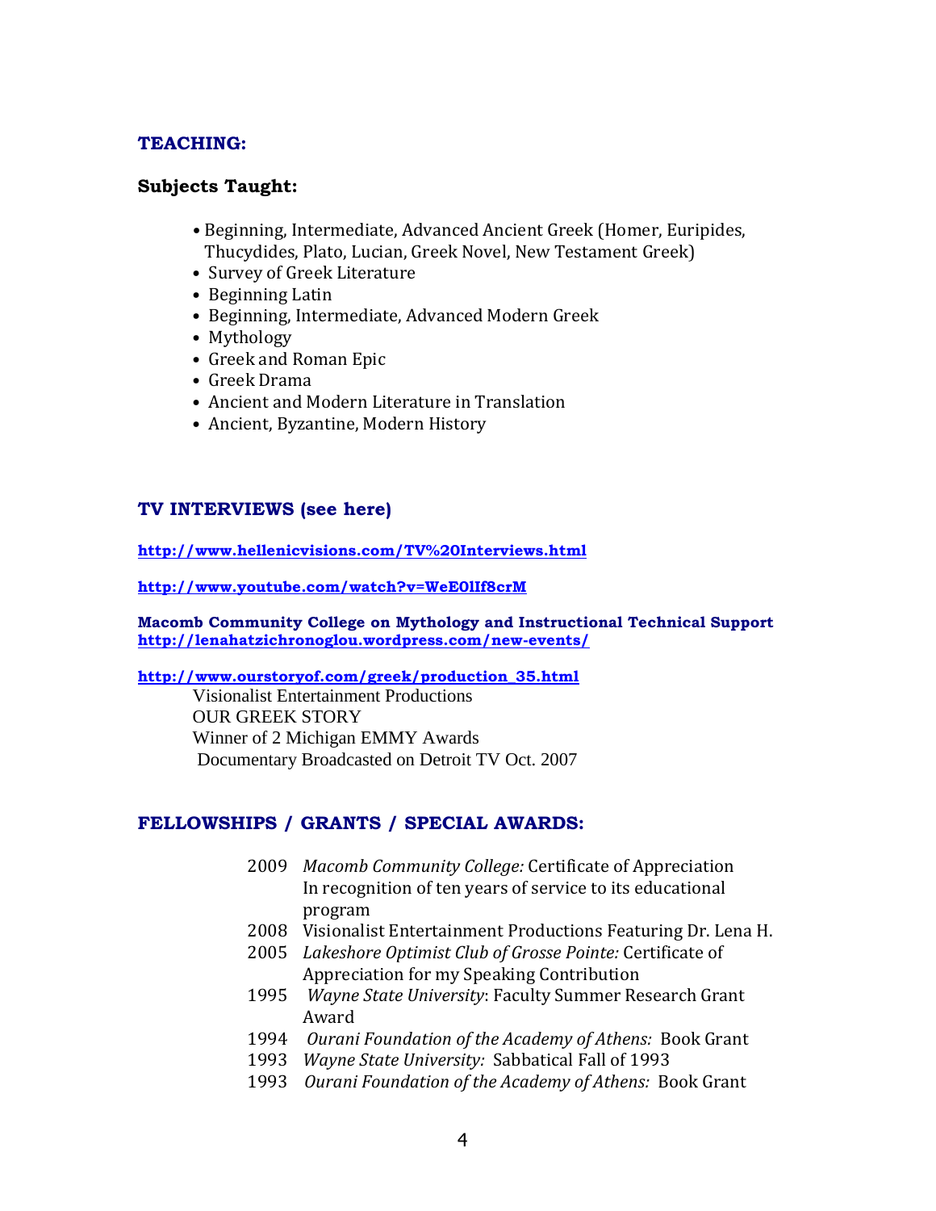## TEACHING:

### Subjects Taught:

- Beginning, Intermediate, Advanced Ancient Greek (Homer, Euripides, Thucydides, Plato, Lucian, Greek Novel, New Testament Greek)
- Survey of Greek Literature
- Beginning Latin
- Beginning, Intermediate, Advanced Modern Greek
- Mythology
- Greek and Roman Epic
- Greek Drama
- Ancient and Modern Literature in Translation
- Ancient, Byzantine, Modern History

## TV INTERVIEWS (see here)

**http://www.hellenicvisions.com/TV%20Interviews.html**

**http://www.youtube.com/watch?v=WeE0lIf8crM**

**Macomb Community College on Mythology and Instructional Technical Support**
**http://lenahatzichronoglou.wordpress.com/new-events/**

**http://www.ourstoryof.com/greek/production_35.html**

Visionalist Entertainment Productions
OUR GREEK STORY
Winner of 2 Michigan EMMY Awards
Documentary Broadcasted on Detroit TV Oct. 2007

## FELLOWSHIPS / GRANTS / SPECIAL AWARDS:

2009 *Macomb Community College:* Certificate of Appreciation In recognition of ten years of service to its educational program

2008 Visionalist Entertainment Productions Featuring Dr. Lena H.

2005 *Lakeshore Optimist Club of Grosse Pointe:* Certificate of Appreciation for my Speaking Contribution

1995 *Wayne State University*: Faculty Summer Research Grant Award

1994 *Ourani Foundation of the Academy of Athens:* Book Grant

1993 *Wayne State University:* Sabbatical Fall of 1993

1993 *Ourani Foundation of the Academy of Athens:* Book Grant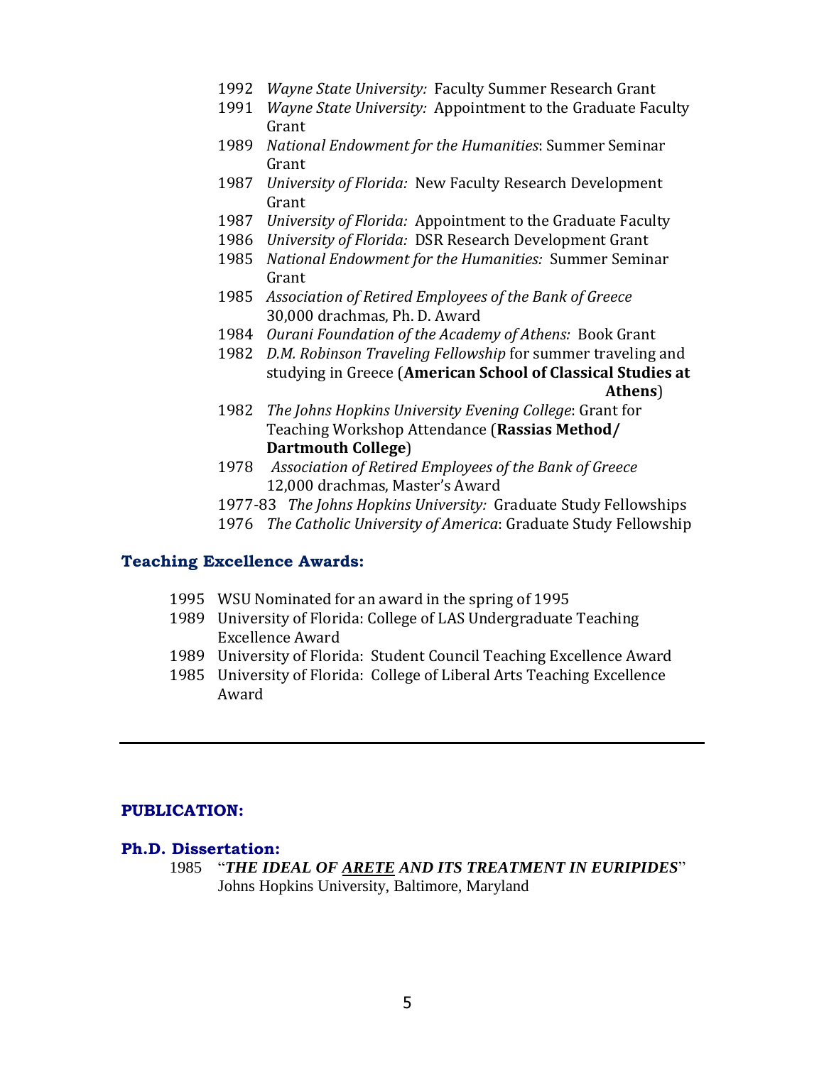- 1992 *Wayne State University:* Faculty Summer Research Grant
- 1991 *Wayne State University:* Appointment to the Graduate Faculty Grant
- 1989 *National Endowment for the Humanities*: Summer Seminar Grant
- 1987 *University of Florida:* New Faculty Research Development Grant
- 1987 *University of Florida:* Appointment to the Graduate Faculty
- 1986 *University of Florida:* DSR Research Development Grant
- 1985 *National Endowment for the Humanities:* Summer Seminar Grant
- 1985 *Association of Retired Employees of the Bank of Greece* 30,000 drachmas, Ph. D. Award
- 1984 *Ourani Foundation of the Academy of Athens:* Book Grant
- 1982 *D.M. Robinson Traveling Fellowship* for summer traveling and studying in Greece (**American School of Classical Studies at Athens**)
- 1982 *The Johns Hopkins University Evening College*: Grant for Teaching Workshop Attendance (**Rassias Method/ Dartmouth College**)
- 1978 *Association of Retired Employees of the Bank of Greece* 12,000 drachmas, Master's Award
- 1977-83 *The Johns Hopkins University:* Graduate Study Fellowships
- 1976 *The Catholic University of America*: Graduate Study Fellowship

## Teaching Excellence Awards:

- 1995 WSU Nominated for an award in the spring of 1995
- 1989 University of Florida: College of LAS Undergraduate Teaching Excellence Award
- 1989 University of Florida: Student Council Teaching Excellence Award
- 1985 University of Florida: College of Liberal Arts Teaching Excellence Award

---

## PUBLICATION:

### Ph.D. Dissertation:

1985 "***THE IDEAL OF ARETE AND ITS TREATMENT IN EURIPIDES***"
Johns Hopkins University, Baltimore, Maryland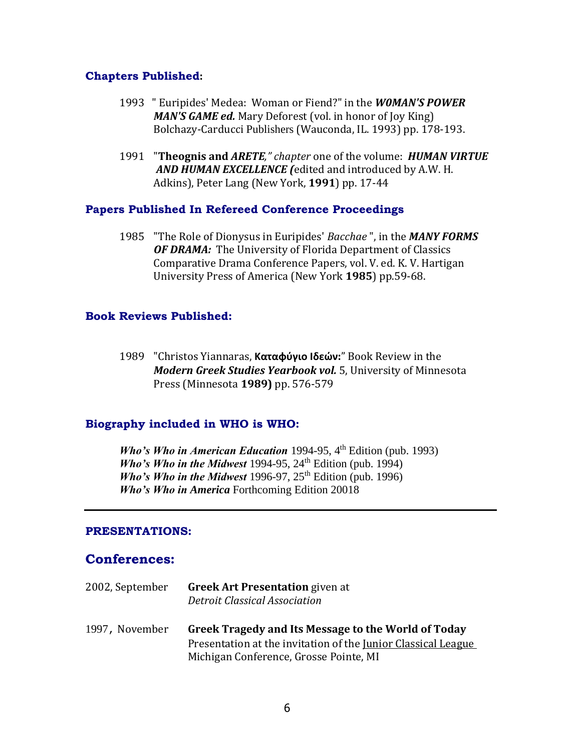### Chapters Published:

1993 " Euripides' Medea: Woman or Fiend?" in the ***W0MAN'S POWER MAN'S GAME ed.*** Mary Deforest (vol. in honor of Joy King) Bolchazy-Carducci Publishers (Wauconda, IL. 1993) pp. 178-193.

1991 "**Theognis and** ***ARETE,*** *" chapter* one of the volume: ***HUMAN VIRTUE AND HUMAN EXCELLENCE (***edited and introduced by A.W. H. Adkins), Peter Lang (New York, **1991**) pp. 17-44

### Papers Published In Refereed Conference Proceedings

1985 "The Role of Dionysus in Euripides' *Bacchae* ", in the ***MANY FORMS OF DRAMA:*** The University of Florida Department of Classics Comparative Drama Conference Papers, vol. V. ed. K. V. Hartigan University Press of America (New York **1985**) pp.59-68.

### Book Reviews Published:

1989 "Christos Yiannaras, **Καταφύγιο Ιδεών:**" Book Review in the ***Modern Greek Studies Yearbook vol.*** 5, University of Minnesota Press (Minnesota **1989)** pp. 576-579

### Biography included in WHO is WHO:

***Who's Who in American Education*** 1994-95, 4th Edition (pub. 1993)
***Who's Who in the Midwest*** 1994-95, 24th Edition (pub. 1994)
***Who's Who in the Midwest*** 1996-97, 25th Edition (pub. 1996)
***Who's Who in America*** Forthcoming Edition 20018

---

### PRESENTATIONS:

## Conferences:

2002, September — **Greek Art Presentation** given at *Detroit Classical Association*

1997, November — **Greek Tragedy and Its Message to the World of Today**
Presentation at the invitation of the Junior Classical League Michigan Conference, Grosse Pointe, MI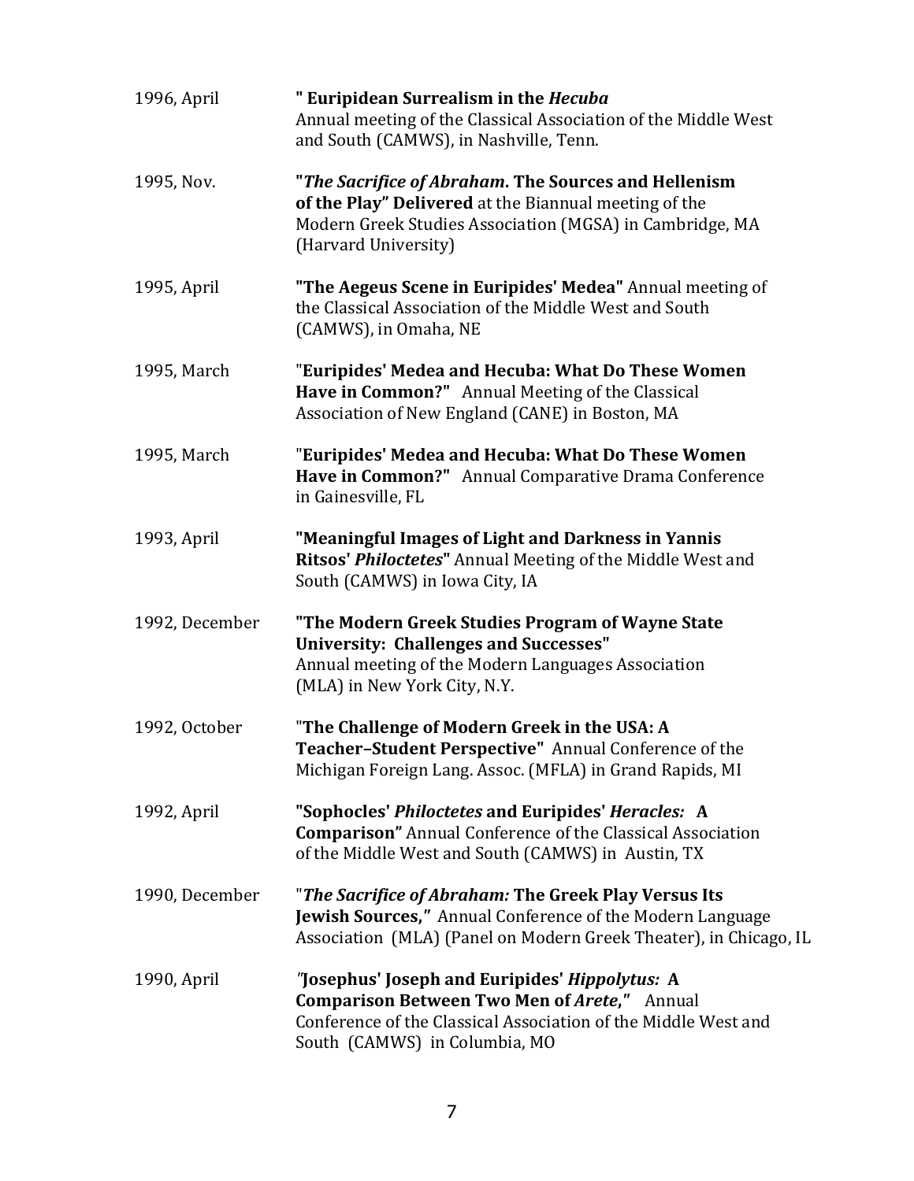1996, April — **" Euripidean Surrealism in the *Hecuba***
Annual meeting of the Classical Association of the Middle West and South (CAMWS), in Nashville, Tenn.

1995, Nov. — **"*The Sacrifice of Abraham*. The Sources and Hellenism of the Play" Delivered** at the Biannual meeting of the Modern Greek Studies Association (MGSA) in Cambridge, MA (Harvard University)

1995, April — **"The Aegeus Scene in Euripides' Medea"** Annual meeting of the Classical Association of the Middle West and South (CAMWS), in Omaha, NE

1995, March — "**Euripides' Medea and Hecuba: What Do These Women Have in Common?"** Annual Meeting of the Classical Association of New England (CANE) in Boston, MA

1995, March — "**Euripides' Medea and Hecuba: What Do These Women Have in Common?"** Annual Comparative Drama Conference in Gainesville, FL

1993, April — **"Meaningful Images of Light and Darkness in Yannis Ritsos' *Philoctetes*"** Annual Meeting of the Middle West and South (CAMWS) in Iowa City, IA

1992, December — **"The Modern Greek Studies Program of Wayne State University: Challenges and Successes"**
Annual meeting of the Modern Languages Association (MLA) in New York City, N.Y.

1992, October — "**The Challenge of Modern Greek in the USA: A Teacher–Student Perspective"** Annual Conference of the Michigan Foreign Lang. Assoc. (MFLA) in Grand Rapids, MI

1992, April — **"Sophocles' *Philoctetes* and Euripides' *Heracles:* A Comparison"** Annual Conference of the Classical Association of the Middle West and South (CAMWS) in Austin, TX

1990, December — "***The Sacrifice of Abraham:* The Greek Play Versus Its Jewish Sources,"** Annual Conference of the Modern Language Association (MLA) (Panel on Modern Greek Theater), in Chicago, IL

1990, April — ***"*Josephus' Joseph and Euripides' *Hippolytus:* A Comparison Between Two Men of *Arete*,"** Annual Conference of the Classical Association of the Middle West and South (CAMWS) in Columbia, MO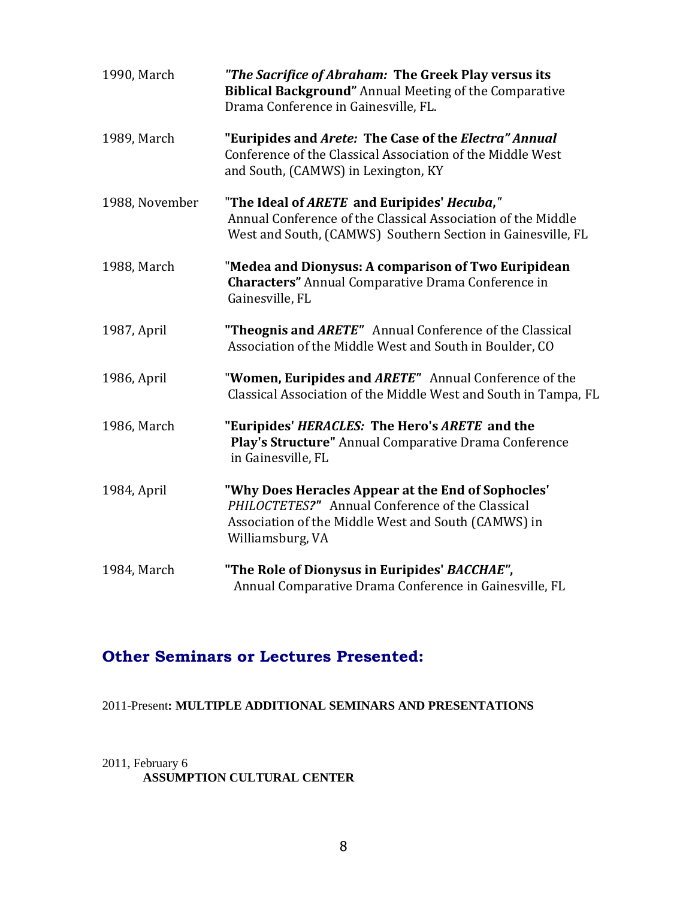1990, March — ***"The Sacrifice of Abraham:* The Greek Play versus its Biblical Background"** Annual Meeting of the Comparative Drama Conference in Gainesville, FL.

1989, March — **"Euripides and *Arete:* The Case of the *Electra" Annual*** Conference of the Classical Association of the Middle West and South, (CAMWS) in Lexington, KY

1988, November — "**The Ideal of *ARETE* and Euripides' *Hecuba*,**" Annual Conference of the Classical Association of the Middle West and South, (CAMWS) Southern Section in Gainesville, FL

1988, March — "**Medea and Dionysus: A comparison of Two Euripidean Characters"** Annual Comparative Drama Conference in Gainesville, FL

1987, April — **"Theognis and *ARETE*"** Annual Conference of the Classical Association of the Middle West and South in Boulder, CO

1986, April — "**Women, Euripides and *ARETE*"** Annual Conference of the Classical Association of the Middle West and South in Tampa, FL

1986, March — **"Euripides' *HERACLES:* The Hero's *ARETE* and the Play's Structure"** Annual Comparative Drama Conference in Gainesville, FL

1984, April — **"Why Does Heracles Appear at the End of Sophocles'** *PHILOCTETES?***"** Annual Conference of the Classical Association of the Middle West and South (CAMWS) in Williamsburg, VA

1984, March — **"The Role of Dionysus in Euripides' *BACCHAE*",** Annual Comparative Drama Conference in Gainesville, FL

## Other Seminars or Lectures Presented:

2011-Present**: MULTIPLE ADDITIONAL SEMINARS AND PRESENTATIONS**

2011, February 6

**ASSUMPTION CULTURAL CENTER**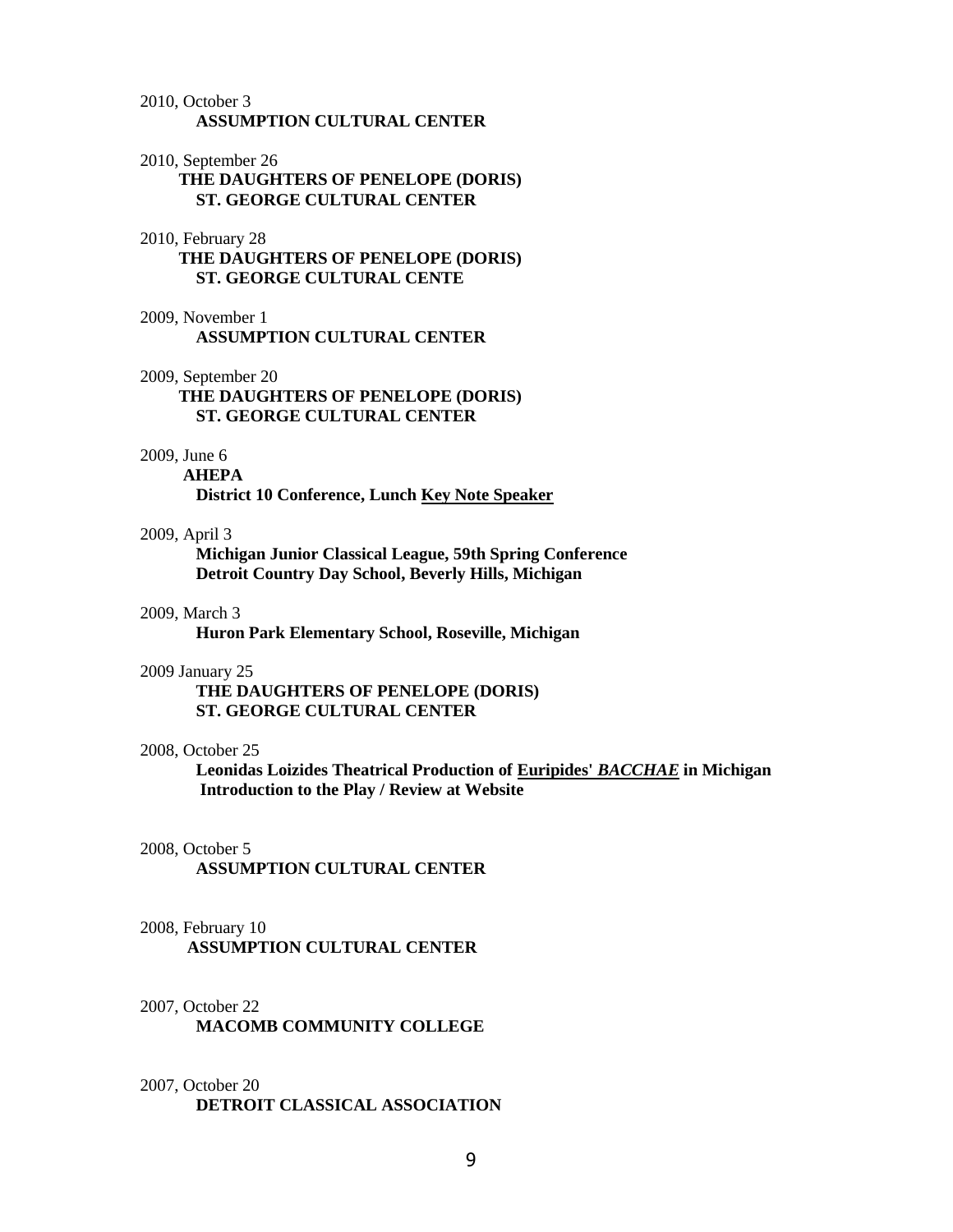2010, October 3
**ASSUMPTION CULTURAL CENTER**

2010, September 26
**THE DAUGHTERS OF PENELOPE (DORIS)**
**ST. GEORGE CULTURAL CENTER**

2010, February 28
**THE DAUGHTERS OF PENELOPE (DORIS)**
**ST. GEORGE CULTURAL CENTE**

2009, November 1
**ASSUMPTION CULTURAL CENTER**

2009, September 20
**THE DAUGHTERS OF PENELOPE (DORIS)**
**ST. GEORGE CULTURAL CENTER**

2009, June 6
**AHEPA**
**District 10 Conference, Lunch <u>Key Note Speaker</u>**

2009, April 3
**Michigan Junior Classical League, 59th Spring Conference**
**Detroit Country Day School, Beverly Hills, Michigan**

2009, March 3
**Huron Park Elementary School, Roseville, Michigan**

2009 January 25
**THE DAUGHTERS OF PENELOPE (DORIS)**
**ST. GEORGE CULTURAL CENTER**

2008, October 25
**Leonidas Loizides Theatrical Production of <u>Euripides' *BACCHAE*</u> in Michigan**
**Introduction to the Play / Review at Website**

2008, October 5
**ASSUMPTION CULTURAL CENTER**

2008, February 10
**ASSUMPTION CULTURAL CENTER**

2007, October 22
**MACOMB COMMUNITY COLLEGE**

2007, October 20
**DETROIT CLASSICAL ASSOCIATION**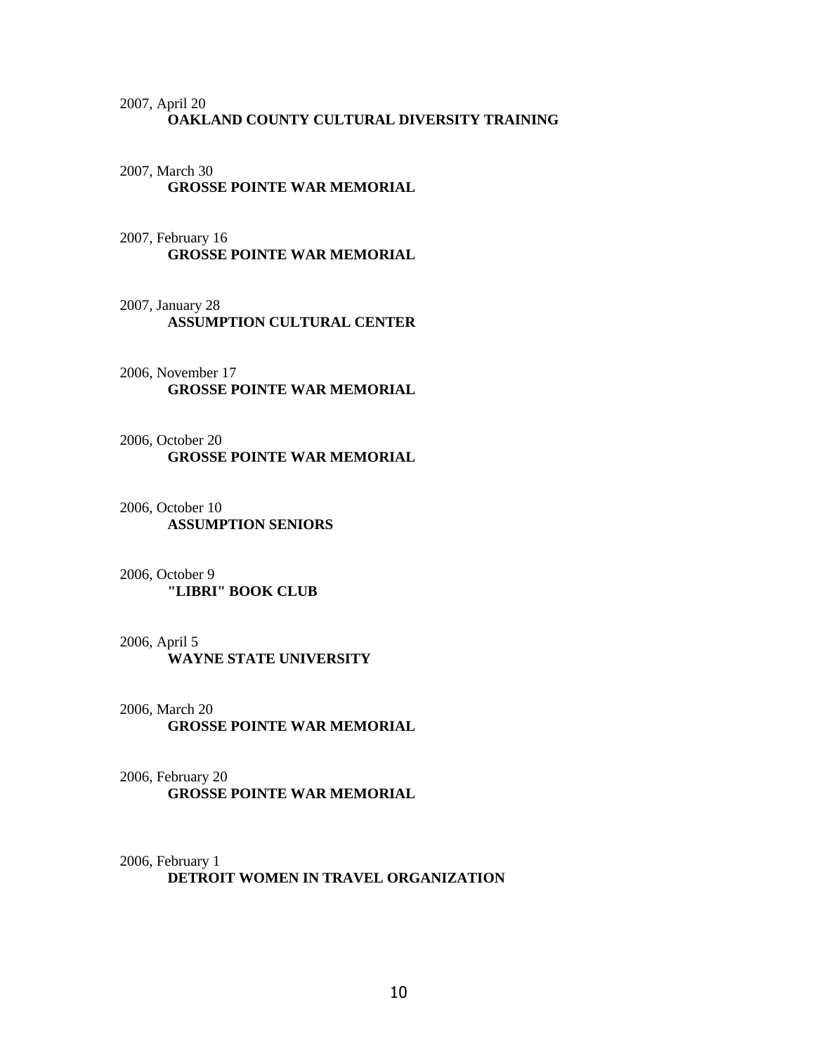2007, April 20

**OAKLAND COUNTY CULTURAL DIVERSITY TRAINING**

2007, March 30

**GROSSE POINTE WAR MEMORIAL**

2007, February 16

**GROSSE POINTE WAR MEMORIAL**

2007, January 28

**ASSUMPTION CULTURAL CENTER**

2006, November 17

**GROSSE POINTE WAR MEMORIAL**

2006, October 20

**GROSSE POINTE WAR MEMORIAL**

2006, October 10

**ASSUMPTION SENIORS**

2006, October 9

**"LIBRI" BOOK CLUB**

2006, April 5

**WAYNE STATE UNIVERSITY**

2006, March 20

**GROSSE POINTE WAR MEMORIAL**

2006, February 20

**GROSSE POINTE WAR MEMORIAL**

2006, February 1

**DETROIT WOMEN IN TRAVEL ORGANIZATION**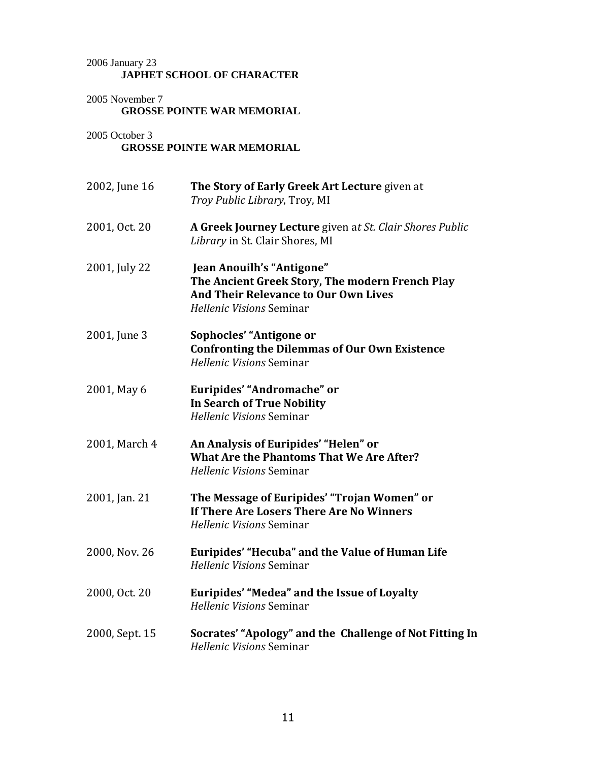2006 January 23

**JAPHET SCHOOL OF CHARACTER**

2005 November 7

**GROSSE POINTE WAR MEMORIAL**

2005 October 3

**GROSSE POINTE WAR MEMORIAL**

2002, June 16 — **The Story of Early Greek Art Lecture** given at *Troy Public Library*, Troy, MI

2001, Oct. 20 — **A Greek Journey Lecture** given a*t St. Clair Shores Public Library* in St. Clair Shores, MI

2001, July 22 — **Jean Anouilh's "Antigone"**
**The Ancient Greek Story, The modern French Play**
**And Their Relevance to Our Own Lives**
*Hellenic Visions* Seminar

2001, June 3 — **Sophocles' "Antigone or**
**Confronting the Dilemmas of Our Own Existence**
*Hellenic Visions* Seminar

2001, May 6 — **Euripides' "Andromache" or**
**In Search of True Nobility**
*Hellenic Visions* Seminar

2001, March 4 — **An Analysis of Euripides' "Helen" or**
**What Are the Phantoms That We Are After?**
*Hellenic Visions* Seminar

2001, Jan. 21 — **The Message of Euripides' "Trojan Women" or**
**If There Are Losers There Are No Winners**
*Hellenic Visions* Seminar

2000, Nov. 26 — **Euripides' "Hecuba" and the Value of Human Life**
*Hellenic Visions* Seminar

2000, Oct. 20 — **Euripides' "Medea" and the Issue of Loyalty**
*Hellenic Visions* Seminar

2000, Sept. 15 — **Socrates' "Apology" and the Challenge of Not Fitting In**
*Hellenic Visions* Seminar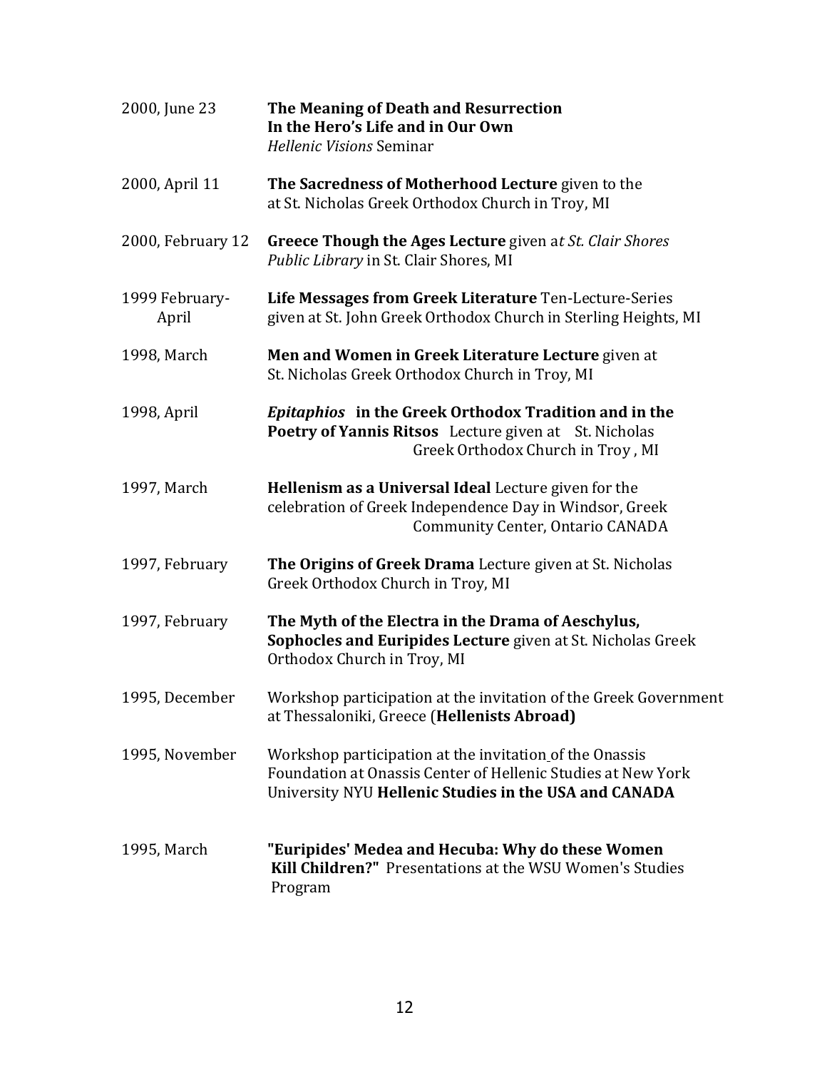2000, June 23 — **The Meaning of Death and Resurrection In the Hero's Life and in Our Own**
*Hellenic Visions* Seminar

2000, April 11 — **The Sacredness of Motherhood Lecture** given to the at St. Nicholas Greek Orthodox Church in Troy, MI

2000, February 12 — **Greece Though the Ages Lecture** given a*t St. Clair Shores Public Library* in St. Clair Shores, MI

1999 February-April — **Life Messages from Greek Literature** Ten-Lecture-Series given at St. John Greek Orthodox Church in Sterling Heights, MI

1998, March — **Men and Women in Greek Literature Lecture** given at St. Nicholas Greek Orthodox Church in Troy, MI

1998, April — ***Epitaphios* in the Greek Orthodox Tradition and in the Poetry of Yannis Ritsos** Lecture given at St. Nicholas Greek Orthodox Church in Troy , MI

1997, March — **Hellenism as a Universal Ideal** Lecture given for the celebration of Greek Independence Day in Windsor, Greek Community Center, Ontario CANADA

1997, February — **The Origins of Greek Drama** Lecture given at St. Nicholas Greek Orthodox Church in Troy, MI

1997, February — **The Myth of the Electra in the Drama of Aeschylus, Sophocles and Euripides Lecture** given at St. Nicholas Greek Orthodox Church in Troy, MI

1995, December — Workshop participation at the invitation of the Greek Government at Thessaloniki, Greece (**Hellenists Abroad)**

1995, November — Workshop participation at the invitation of the Onassis Foundation at Onassis Center of Hellenic Studies at New York University NYU **Hellenic Studies in the USA and CANADA**

1995, March — **"Euripides' Medea and Hecuba: Why do these Women Kill Children?"** Presentations at the WSU Women's Studies Program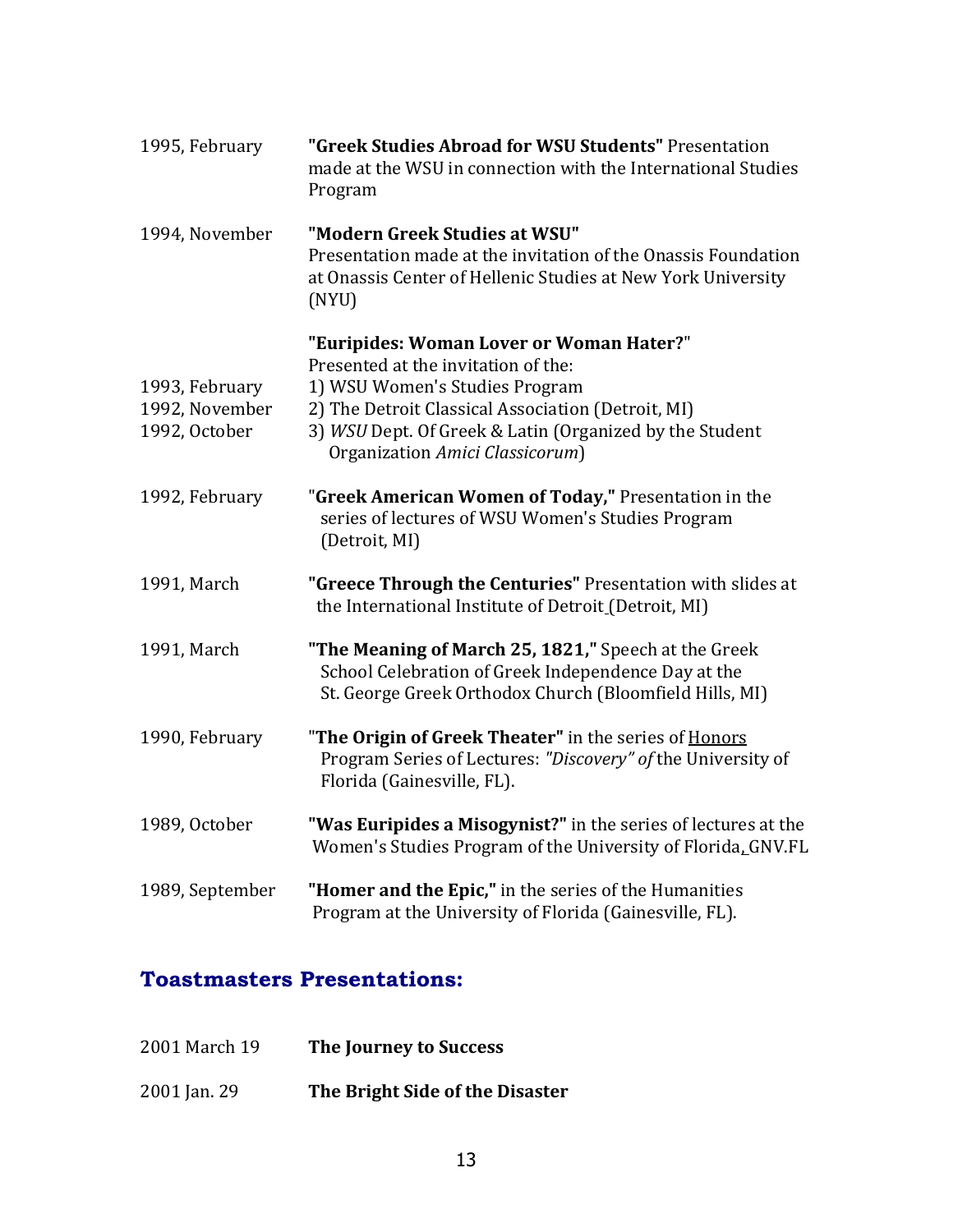1995, February — **"Greek Studies Abroad for WSU Students"** Presentation made at the WSU in connection with the International Studies Program

1994, November — **"Modern Greek Studies at WSU"**
Presentation made at the invitation of the Onassis Foundation at Onassis Center of Hellenic Studies at New York University (NYU)

**"Euripides: Woman Lover or Woman Hater?"**
Presented at the invitation of the:

1993, February — 1) WSU Women's Studies Program
1992, November — 2) The Detroit Classical Association (Detroit, MI)
1992, October — 3) *WSU* Dept. Of Greek & Latin (Organized by the Student Organization *Amici Classicorum*)

1992, February — "**Greek American Women of Today,"** Presentation in the series of lectures of WSU Women's Studies Program (Detroit, MI)

1991, March — **"Greece Through the Centuries"** Presentation with slides at the International Institute of Detroit (Detroit, MI)

1991, March — **"The Meaning of March 25, 1821,"** Speech at the Greek School Celebration of Greek Independence Day at the St. George Greek Orthodox Church (Bloomfield Hills, MI)

1990, February — "**The Origin of Greek Theater"** in the series of Honors Program Series of Lectures: *"Discovery" of* the University of Florida (Gainesville, FL).

1989, October — **"Was Euripides a Misogynist?"** in the series of lectures at the Women's Studies Program of the University of Florida, GNV.FL

1989, September — **"Homer and the Epic,"** in the series of the Humanities Program at the University of Florida (Gainesville, FL).

## Toastmasters Presentations:

2001 March 19 — **The Journey to Success**

2001 Jan. 29 — **The Bright Side of the Disaster**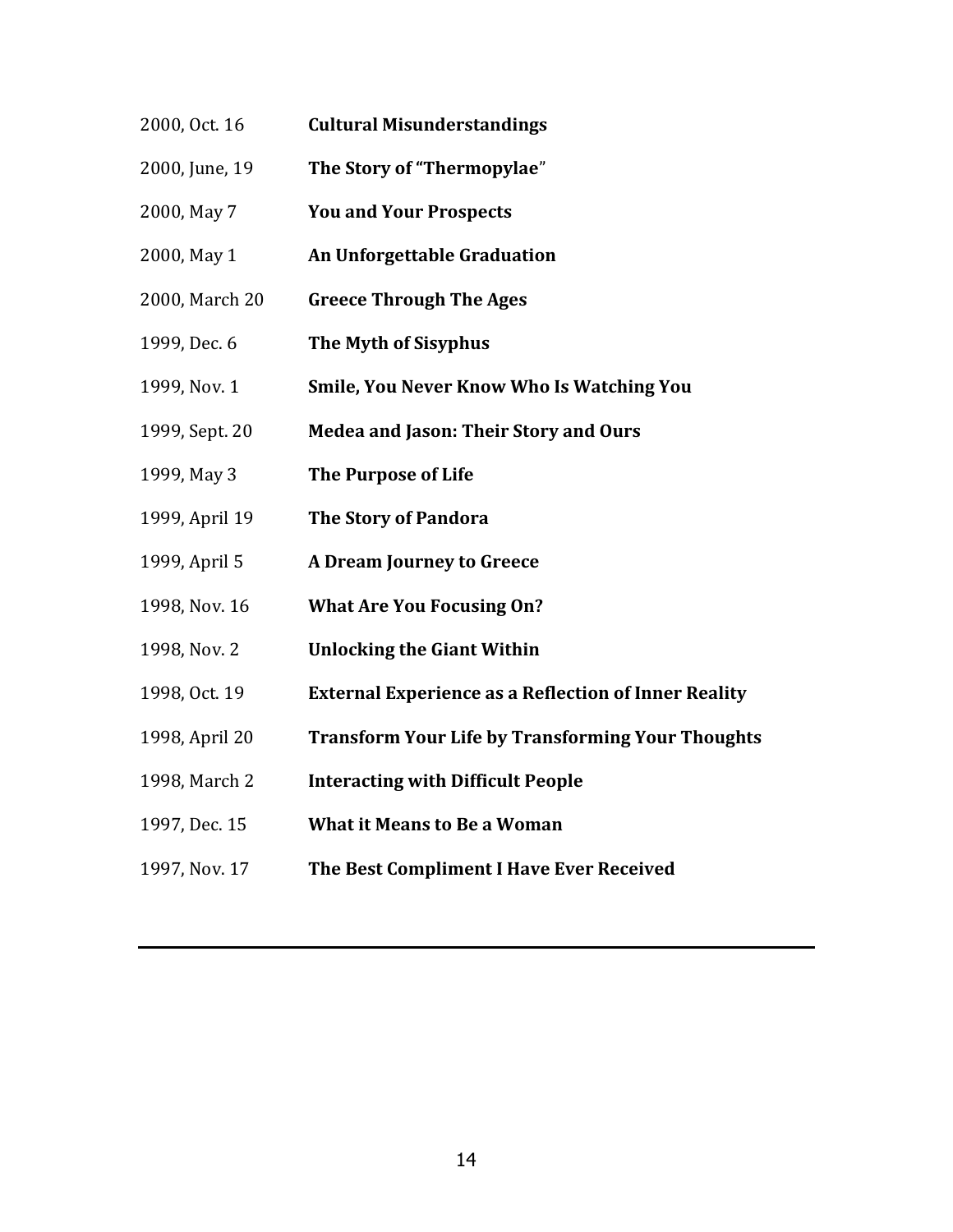2000, Oct. 16 **Cultural Misunderstandings**

2000, June, 19 **The Story of "Thermopylae**"

2000, May 7 **You and Your Prospects**

2000, May 1 **An Unforgettable Graduation**

2000, March 20 **Greece Through The Ages**

1999, Dec. 6 **The Myth of Sisyphus**

1999, Nov. 1 **Smile, You Never Know Who Is Watching You**

1999, Sept. 20 **Medea and Jason: Their Story and Ours**

1999, May 3 **The Purpose of Life**

1999, April 19 **The Story of Pandora**

1999, April 5 **A Dream Journey to Greece**

1998, Nov. 16 **What Are You Focusing On?**

1998, Nov. 2 **Unlocking the Giant Within**

1998, Oct. 19 **External Experience as a Reflection of Inner Reality**

1998, April 20 **Transform Your Life by Transforming Your Thoughts**

1998, March 2 **Interacting with Difficult People**

1997, Dec. 15 **What it Means to Be a Woman**

1997, Nov. 17 **The Best Compliment I Have Ever Received**

---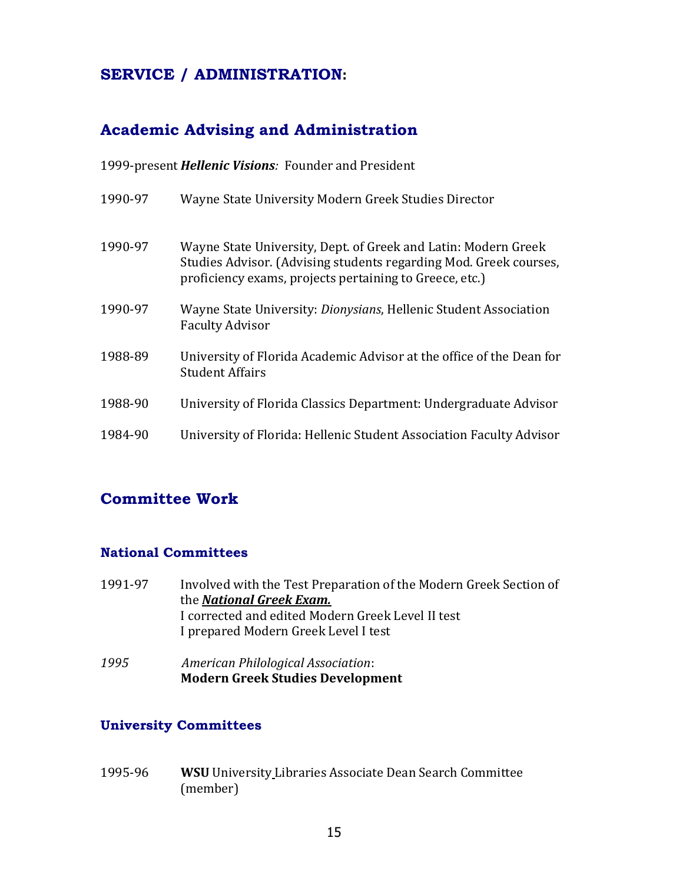## SERVICE / ADMINISTRATION:

## Academic Advising and Administration

1999-present ***Hellenic Visions****:* Founder and President

1990-97 Wayne State University Modern Greek Studies Director

1990-97 Wayne State University, Dept. of Greek and Latin: Modern Greek Studies Advisor. (Advising students regarding Mod. Greek courses, proficiency exams, projects pertaining to Greece, etc.)

1990-97 Wayne State University: *Dionysians*, Hellenic Student Association Faculty Advisor

1988-89 University of Florida Academic Advisor at the office of the Dean for Student Affairs

1988-90 University of Florida Classics Department: Undergraduate Advisor

1984-90 University of Florida: Hellenic Student Association Faculty Advisor

## Committee Work

### National Committees

1991-97 Involved with the Test Preparation of the Modern Greek Section of the ***National Greek Exam.***
I corrected and edited Modern Greek Level II test
I prepared Modern Greek Level I test

*1995* *American Philological Association*:
**Modern Greek Studies Development**

### University Committees

1995-96 **WSU** University Libraries Associate Dean Search Committee (member)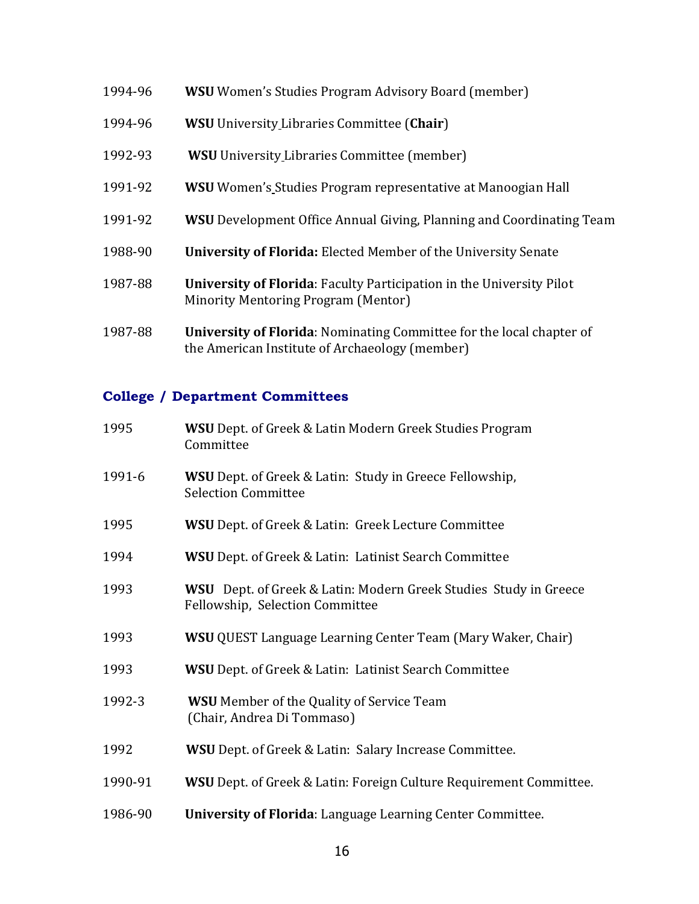1994-96 **WSU** Women's Studies Program Advisory Board (member)

1994-96 **WSU** University Libraries Committee (**Chair**)

1992-93 **WSU** University Libraries Committee (member)

1991-92 **WSU** Women's Studies Program representative at Manoogian Hall

1991-92 **WSU** Development Office Annual Giving, Planning and Coordinating Team

1988-90 **University of Florida:** Elected Member of the University Senate

1987-88 **University of Florida**: Faculty Participation in the University Pilot Minority Mentoring Program (Mentor)

1987-88 **University of Florida**: Nominating Committee for the local chapter of the American Institute of Archaeology (member)

### College / Department Committees

1995 **WSU** Dept. of Greek & Latin Modern Greek Studies Program Committee

1991-6 **WSU** Dept. of Greek & Latin: Study in Greece Fellowship, Selection Committee

1995 **WSU** Dept. of Greek & Latin: Greek Lecture Committee

1994 **WSU** Dept. of Greek & Latin: Latinist Search Committee

1993 **WSU** Dept. of Greek & Latin: Modern Greek Studies Study in Greece Fellowship, Selection Committee

1993 **WSU** QUEST Language Learning Center Team (Mary Waker, Chair)

1993 **WSU** Dept. of Greek & Latin: Latinist Search Committee

1992-3 **WSU** Member of the Quality of Service Team (Chair, Andrea Di Tommaso)

1992 **WSU** Dept. of Greek & Latin: Salary Increase Committee.

1990-91 **WSU** Dept. of Greek & Latin: Foreign Culture Requirement Committee.

1986-90 **University of Florida**: Language Learning Center Committee.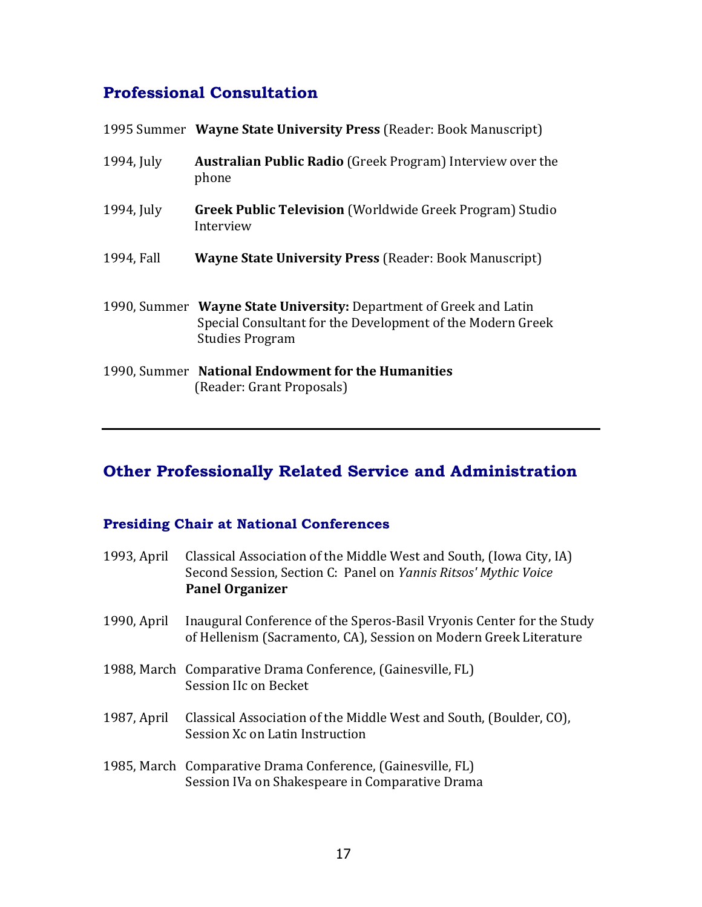## Professional Consultation

1995 Summer **Wayne State University Press** (Reader: Book Manuscript)

1994, July **Australian Public Radio** (Greek Program) Interview over the phone

1994, July **Greek Public Television** (Worldwide Greek Program) Studio Interview

1994, Fall **Wayne State University Press** (Reader: Book Manuscript)

1990, Summer **Wayne State University:** Department of Greek and Latin Special Consultant for the Development of the Modern Greek Studies Program

1990, Summer **National Endowment for the Humanities** (Reader: Grant Proposals)

---

## Other Professionally Related Service and Administration

### Presiding Chair at National Conferences

1993, April Classical Association of the Middle West and South, (Iowa City, IA) Second Session, Section C: Panel on *Yannis Ritsos' Mythic Voice* **Panel Organizer**

1990, April Inaugural Conference of the Speros-Basil Vryonis Center for the Study of Hellenism (Sacramento, CA), Session on Modern Greek Literature

1988, March Comparative Drama Conference, (Gainesville, FL) Session IIc on Becket

1987, April Classical Association of the Middle West and South, (Boulder, CO), Session Xc on Latin Instruction

1985, March Comparative Drama Conference, (Gainesville, FL) Session IVa on Shakespeare in Comparative Drama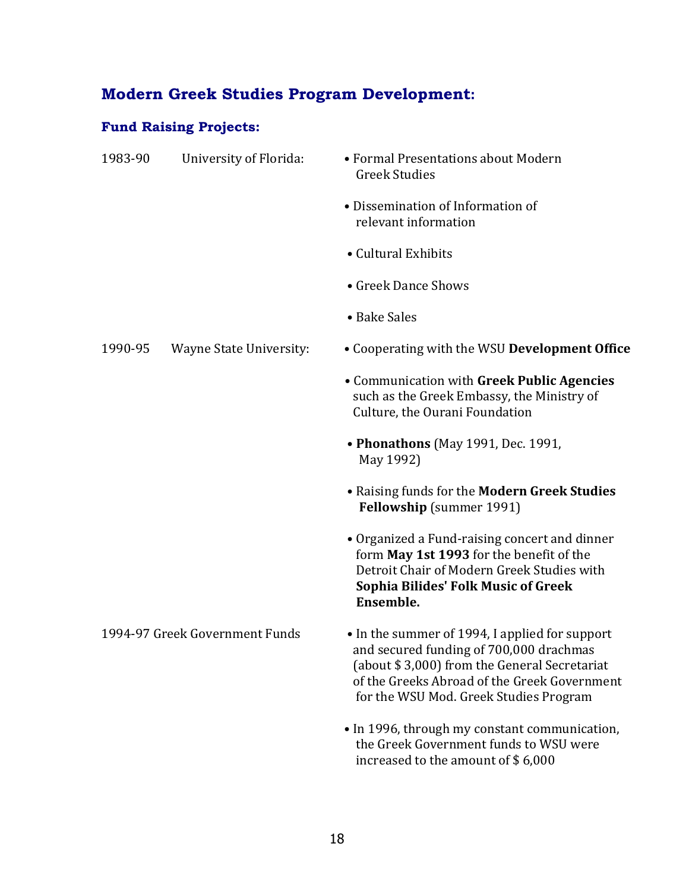## Modern Greek Studies Program Development:

### Fund Raising Projects:

1983-90 University of Florida:

- Formal Presentations about Modern Greek Studies
- Dissemination of Information of relevant information
- Cultural Exhibits
- Greek Dance Shows
- Bake Sales

1990-95 Wayne State University:

- Cooperating with the WSU **Development Office**
- Communication with **Greek Public Agencies** such as the Greek Embassy, the Ministry of Culture, the Ourani Foundation
- **Phonathons** (May 1991, Dec. 1991, May 1992)
- Raising funds for the **Modern Greek Studies Fellowship** (summer 1991)
- Organized a Fund-raising concert and dinner form **May 1st 1993** for the benefit of the Detroit Chair of Modern Greek Studies with **Sophia Bilides' Folk Music of Greek Ensemble.**

1994-97 Greek Government Funds

- In the summer of 1994, I applied for support and secured funding of 700,000 drachmas (about $ 3,000) from the General Secretariat of the Greeks Abroad of the Greek Government for the WSU Mod. Greek Studies Program
- In 1996, through my constant communication, the Greek Government funds to WSU were increased to the amount of $ 6,000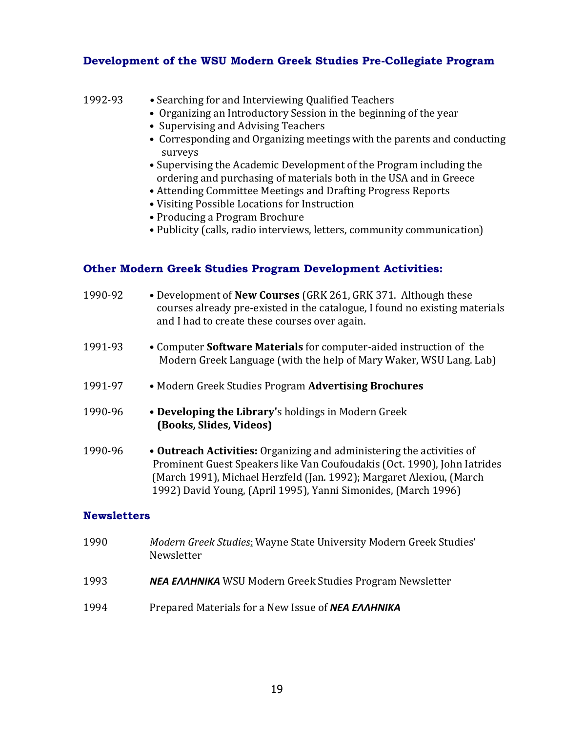### Development of the WSU Modern Greek Studies Pre-Collegiate Program

1992-93
- Searching for and Interviewing Qualified Teachers
- Organizing an Introductory Session in the beginning of the year
- Supervising and Advising Teachers
- Corresponding and Organizing meetings with the parents and conducting surveys
- Supervising the Academic Development of the Program including the ordering and purchasing of materials both in the USA and in Greece
- Attending Committee Meetings and Drafting Progress Reports
- Visiting Possible Locations for Instruction
- Producing a Program Brochure
- Publicity (calls, radio interviews, letters, community communication)

### Other Modern Greek Studies Program Development Activities:

1990-92 • Development of **New Courses** (GRK 261, GRK 371. Although these courses already pre-existed in the catalogue, I found no existing materials and I had to create these courses over again.

1991-93 • Computer **Software Materials** for computer-aided instruction of the Modern Greek Language (with the help of Mary Waker, WSU Lang. Lab)

1991-97 • Modern Greek Studies Program **Advertising Brochures**

1990-96 • **Developing the Library'**s holdings in Modern Greek **(Books, Slides, Videos)**

1990-96 • **Outreach Activities:** Organizing and administering the activities of Prominent Guest Speakers like Van Coufoudakis (Oct. 1990), John Iatrides (March 1991), Michael Herzfeld (Jan. 1992); Margaret Alexiou, (March 1992) David Young, (April 1995), Yanni Simonides, (March 1996)

### Newsletters

1990 *Modern Greek Studies*: Wayne State University Modern Greek Studies' Newsletter

1993 ***ΝΕΑ ΕΛΛΗΝΙΚΑ*** WSU Modern Greek Studies Program Newsletter

1994 Prepared Materials for a New Issue of ***ΝΕΑ ΕΛΛΗΝΙΚΑ***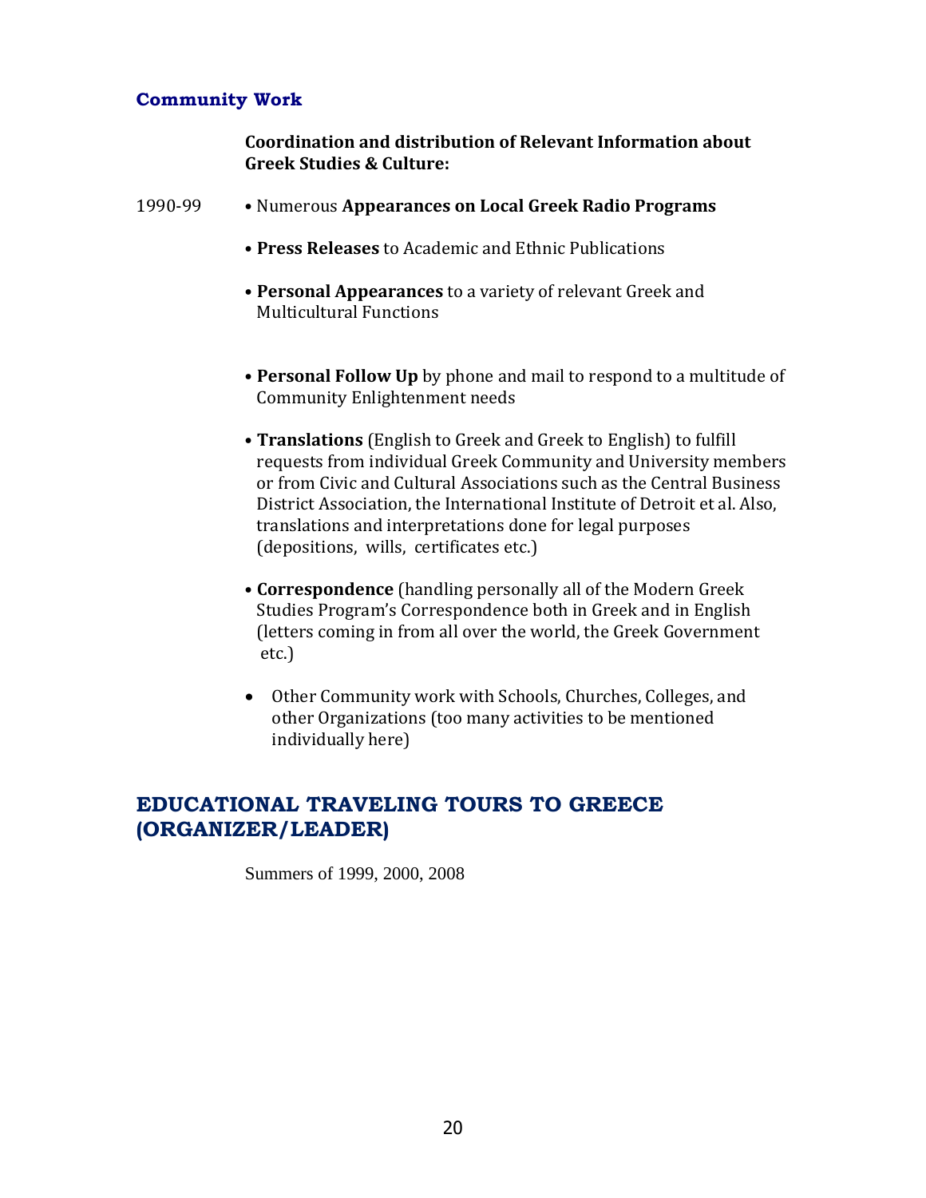### Community Work

**Coordination and distribution of Relevant Information about Greek Studies & Culture:**

1990-99

- Numerous **Appearances on Local Greek Radio Programs**
- **Press Releases** to Academic and Ethnic Publications
- **Personal Appearances** to a variety of relevant Greek and Multicultural Functions
- **Personal Follow Up** by phone and mail to respond to a multitude of Community Enlightenment needs
- **Translations** (English to Greek and Greek to English) to fulfill requests from individual Greek Community and University members or from Civic and Cultural Associations such as the Central Business District Association, the International Institute of Detroit et al. Also, translations and interpretations done for legal purposes (depositions, wills, certificates etc.)
- **Correspondence** (handling personally all of the Modern Greek Studies Program's Correspondence both in Greek and in English (letters coming in from all over the world, the Greek Government etc.)
- Other Community work with Schools, Churches, Colleges, and other Organizations (too many activities to be mentioned individually here)

## EDUCATIONAL TRAVELING TOURS TO GREECE (ORGANIZER/LEADER)

Summers of 1999, 2000, 2008